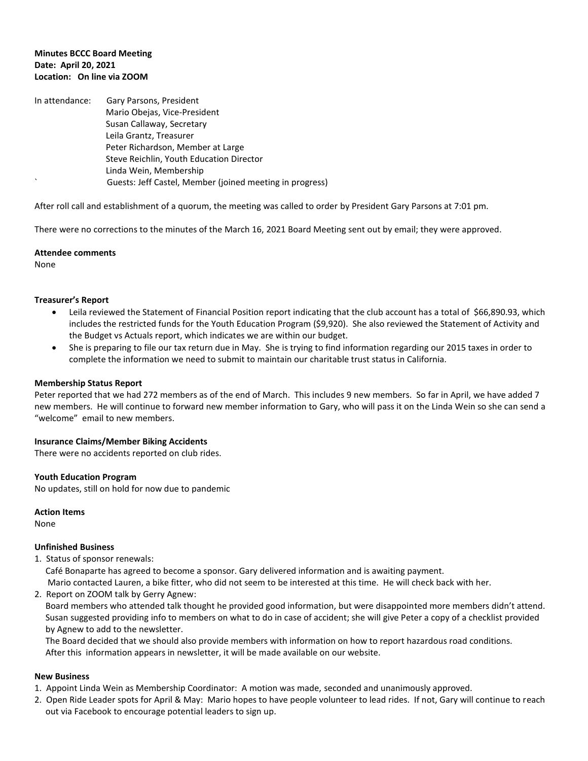**Minutes BCCC Board Meeting**
**Date: April 20, 2021**
**Location: On line via ZOOM**

In attendance: Gary Parsons, President
Mario Obejas, Vice-President
Susan Callaway, Secretary
Leila Grantz, Treasurer
Peter Richardson, Member at Large
Steve Reichlin, Youth Education Director
Linda Wein, Membership
` Guests: Jeff Castel, Member (joined meeting in progress)

After roll call and establishment of a quorum, the meeting was called to order by President Gary Parsons at 7:01 pm.

There were no corrections to the minutes of the March 16, 2021 Board Meeting sent out by email; they were approved.

**Attendee comments**
None

**Treasurer's Report**

- Leila reviewed the Statement of Financial Position report indicating that the club account has a total of $66,890.93, which includes the restricted funds for the Youth Education Program ($9,920). She also reviewed the Statement of Activity and the Budget vs Actuals report, which indicates we are within our budget.
- She is preparing to file our tax return due in May. She is trying to find information regarding our 2015 taxes in order to complete the information we need to submit to maintain our charitable trust status in California.

**Membership Status Report**
Peter reported that we had 272 members as of the end of March. This includes 9 new members. So far in April, we have added 7 new members. He will continue to forward new member information to Gary, who will pass it on the Linda Wein so she can send a "welcome" email to new members.

**Insurance Claims/Member Biking Accidents**
There were no accidents reported on club rides.

**Youth Education Program**
No updates, still on hold for now due to pandemic

**Action Items**
None

**Unfinished Business**

1. Status of sponsor renewals:
   Café Bonaparte has agreed to become a sponsor. Gary delivered information and is awaiting payment.
   Mario contacted Lauren, a bike fitter, who did not seem to be interested at this time. He will check back with her.
2. Report on ZOOM talk by Gerry Agnew:
   Board members who attended talk thought he provided good information, but were disappointed more members didn't attend. Susan suggested providing info to members on what to do in case of accident; she will give Peter a copy of a checklist provided by Agnew to add to the newsletter.
   The Board decided that we should also provide members with information on how to report hazardous road conditions. After this information appears in newsletter, it will be made available on our website.

**New Business**

1. Appoint Linda Wein as Membership Coordinator: A motion was made, seconded and unanimously approved.
2. Open Ride Leader spots for April & May: Mario hopes to have people volunteer to lead rides. If not, Gary will continue to reach out via Facebook to encourage potential leaders to sign up.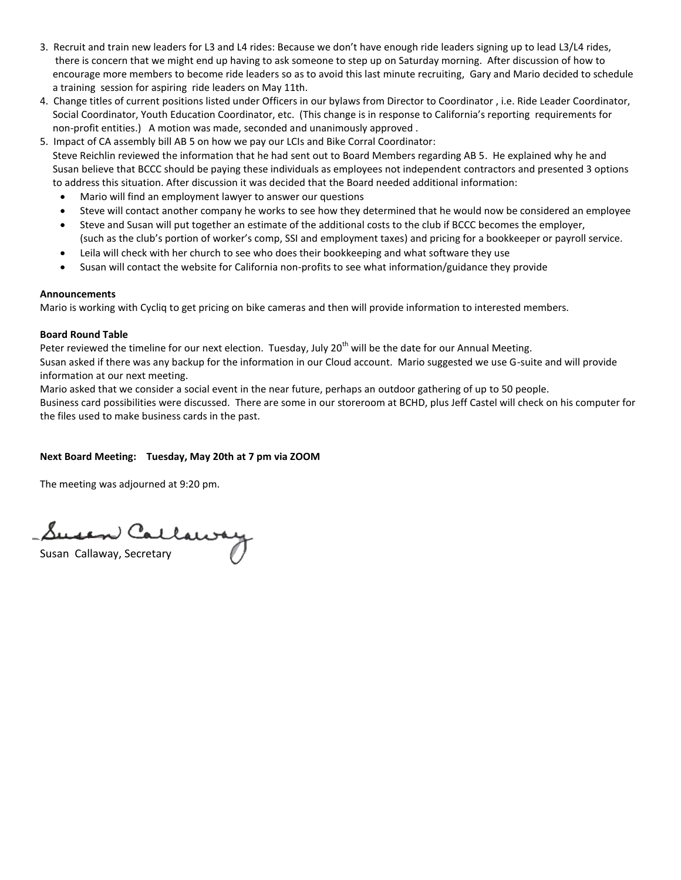3. Recruit and train new leaders for L3 and L4 rides: Because we don't have enough ride leaders signing up to lead L3/L4 rides, there is concern that we might end up having to ask someone to step up on Saturday morning. After discussion of how to encourage more members to become ride leaders so as to avoid this last minute recruiting, Gary and Mario decided to schedule a training session for aspiring ride leaders on May 11th.
4. Change titles of current positions listed under Officers in our bylaws from Director to Coordinator , i.e. Ride Leader Coordinator, Social Coordinator, Youth Education Coordinator, etc. (This change is in response to California's reporting requirements for non-profit entities.) A motion was made, seconded and unanimously approved .
5. Impact of CA assembly bill AB 5 on how we pay our LCIs and Bike Corral Coordinator:
   Steve Reichlin reviewed the information that he had sent out to Board Members regarding AB 5. He explained why he and Susan believe that BCCC should be paying these individuals as employees not independent contractors and presented 3 options to address this situation. After discussion it was decided that the Board needed additional information:
   - Mario will find an employment lawyer to answer our questions
   - Steve will contact another company he works to see how they determined that he would now be considered an employee
   - Steve and Susan will put together an estimate of the additional costs to the club if BCCC becomes the employer, (such as the club's portion of worker's comp, SSI and employment taxes) and pricing for a bookkeeper or payroll service.
   - Leila will check with her church to see who does their bookkeeping and what software they use
   - Susan will contact the website for California non-profits to see what information/guidance they provide

**Announcements**

Mario is working with Cycliq to get pricing on bike cameras and then will provide information to interested members.

**Board Round Table**

Peter reviewed the timeline for our next election. Tuesday, July 20th will be the date for our Annual Meeting.
Susan asked if there was any backup for the information in our Cloud account. Mario suggested we use G-suite and will provide information at our next meeting.
Mario asked that we consider a social event in the near future, perhaps an outdoor gathering of up to 50 people.
Business card possibilities were discussed. There are some in our storeroom at BCHD, plus Jeff Castel will check on his computer for the files used to make business cards in the past.

**Next Board Meeting: Tuesday, May 20th at 7 pm via ZOOM**

The meeting was adjourned at 9:20 pm.

Susan Callaway

Susan Callaway, Secretary